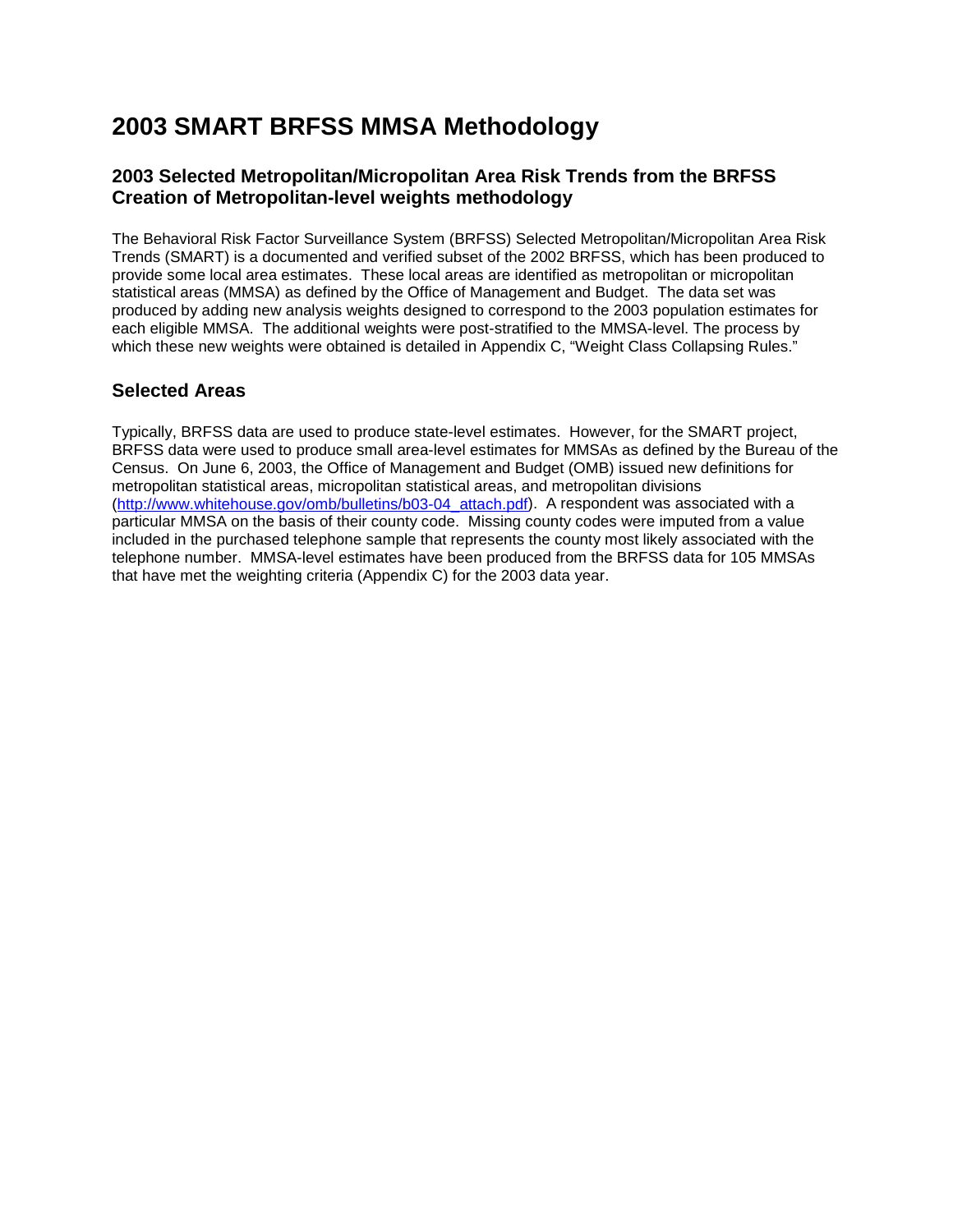# 2003 SMART BRFSS MMSA Methodology

## 2003 Selected Metropolitan/Micropolitan Area Risk Trends from the BRFSS Creation of Metropolitan-level weights methodology

The Behavioral Risk Factor Surveillance System (BRFSS) Selected Metropolitan/Micropolitan Area Risk Trends (SMART) is a documented and verified subset of the 2002 BRFSS, which has been produced to provide some local area estimates. These local areas are identified as metropolitan or micropolitan statistical areas (MMSA) as defined by the Office of Management and Budget. The data set was produced by adding new analysis weights designed to correspond to the 2003 population estimates for each eligible MMSA. The additional weights were post-stratified to the MMSA-level. The process by which these new weights were obtained is detailed in Appendix C, "Weight Class Collapsing Rules."

## Selected Areas

Typically, BRFSS data are used to produce state-level estimates. However, for the SMART project, BRFSS data were used to produce small area-level estimates for MMSAs as defined by the Bureau of the Census. On June 6, 2003, the Office of Management and Budget (OMB) issued new definitions for metropolitan statistical areas, micropolitan statistical areas, and metropolitan divisions ([http://www.whitehouse.gov/omb/bulletins/b03-04_attach.pdf](http://www.whitehouse.gov/omb/bulletins/b03-04_attach.pdf)). A respondent was associated with a particular MMSA on the basis of their county code. Missing county codes were imputed from a value included in the purchased telephone sample that represents the county most likely associated with the telephone number. MMSA-level estimates have been produced from the BRFSS data for 105 MMSAs that have met the weighting criteria (Appendix C) for the 2003 data year.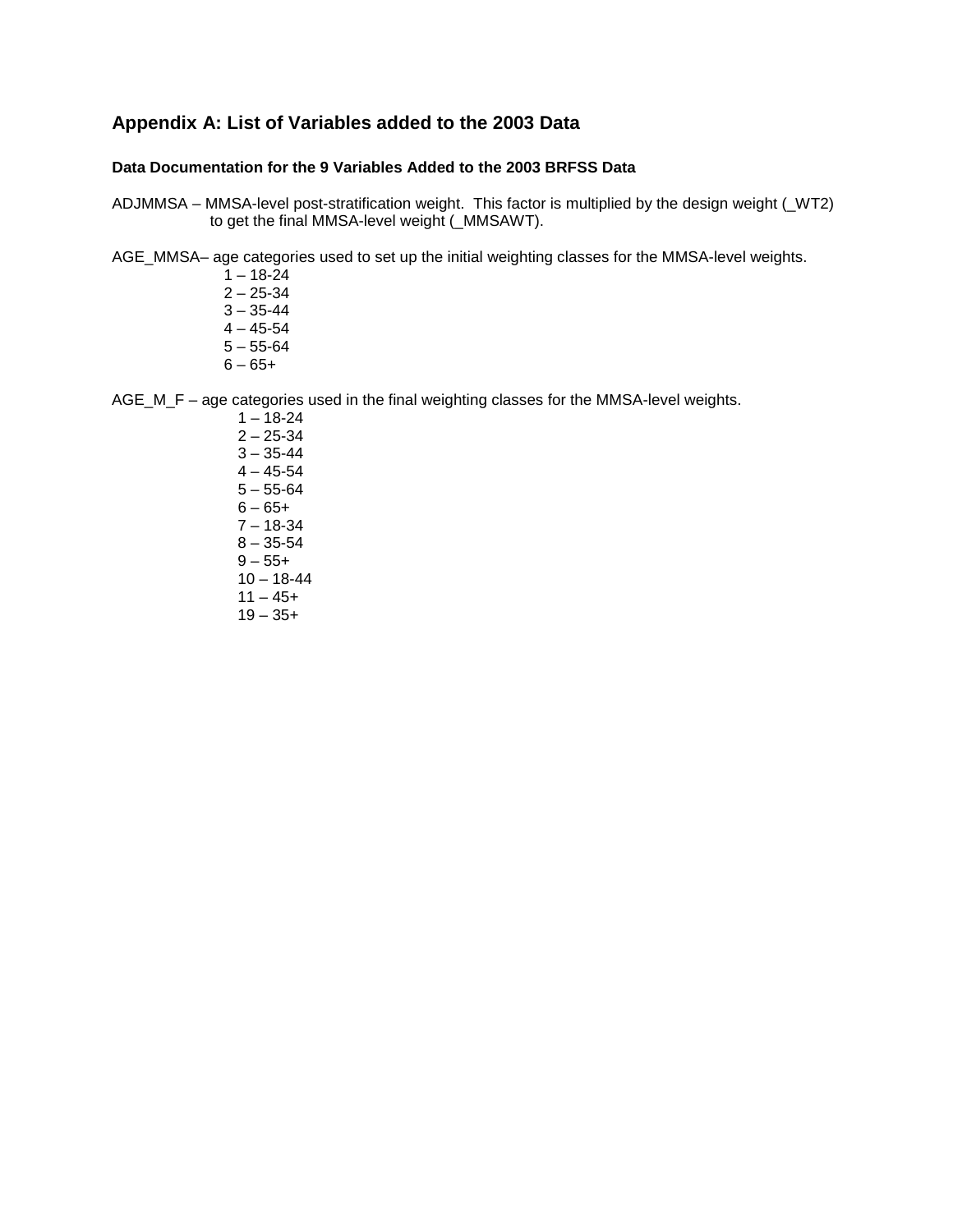## Appendix A: List of Variables added to the 2003 Data

### Data Documentation for the 9 Variables Added to the 2003 BRFSS Data

ADJMMSA – MMSA-level post-stratification weight. This factor is multiplied by the design weight (_WT2) to get the final MMSA-level weight (_MMSAWT).

AGE_MMSA– age categories used to set up the initial weighting classes for the MMSA-level weights.

1 – 18-24
2 – 25-34
3 – 35-44
4 – 45-54
5 – 55-64
6 – 65+

AGE_M_F – age categories used in the final weighting classes for the MMSA-level weights.

1 – 18-24
2 – 25-34
3 – 35-44
4 – 45-54
5 – 55-64
6 – 65+
7 – 18-34
8 – 35-54
9 – 55+
10 – 18-44
11 – 45+
19 – 35+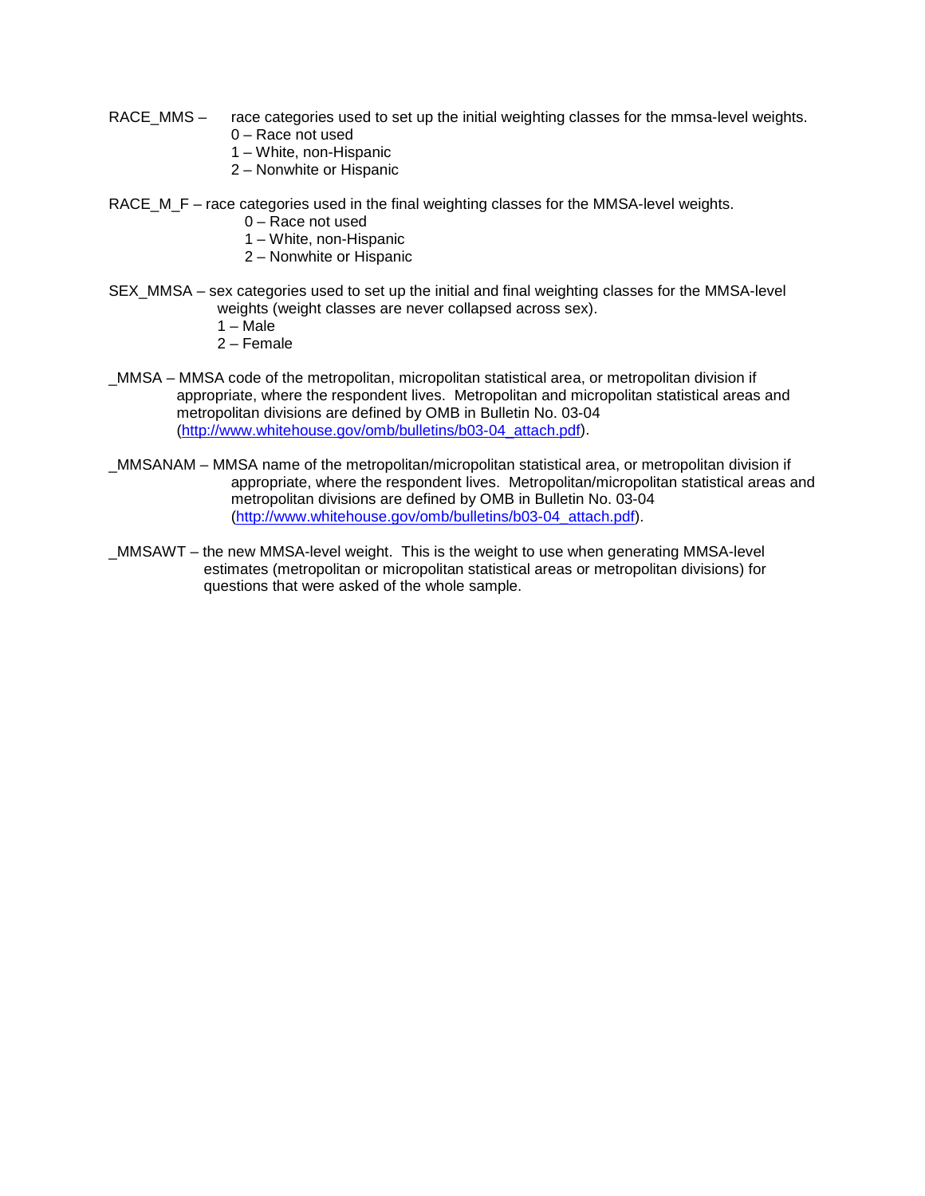RACE_MMS – race categories used to set up the initial weighting classes for the mmsa-level weights.

0 – Race not used
1 – White, non-Hispanic
2 – Nonwhite or Hispanic

RACE_M_F – race categories used in the final weighting classes for the MMSA-level weights.

0 – Race not used
1 – White, non-Hispanic
2 – Nonwhite or Hispanic

SEX_MMSA – sex categories used to set up the initial and final weighting classes for the MMSA-level weights (weight classes are never collapsed across sex).

1 – Male
2 – Female

_MMSA – MMSA code of the metropolitan, micropolitan statistical area, or metropolitan division if appropriate, where the respondent lives. Metropolitan and micropolitan statistical areas and metropolitan divisions are defined by OMB in Bulletin No. 03-04 (http://www.whitehouse.gov/omb/bulletins/b03-04_attach.pdf).

_MMSANAM – MMSA name of the metropolitan/micropolitan statistical area, or metropolitan division if appropriate, where the respondent lives. Metropolitan/micropolitan statistical areas and metropolitan divisions are defined by OMB in Bulletin No. 03-04 (http://www.whitehouse.gov/omb/bulletins/b03-04_attach.pdf).

_MMSAWT – the new MMSA-level weight. This is the weight to use when generating MMSA-level estimates (metropolitan or micropolitan statistical areas or metropolitan divisions) for questions that were asked of the whole sample.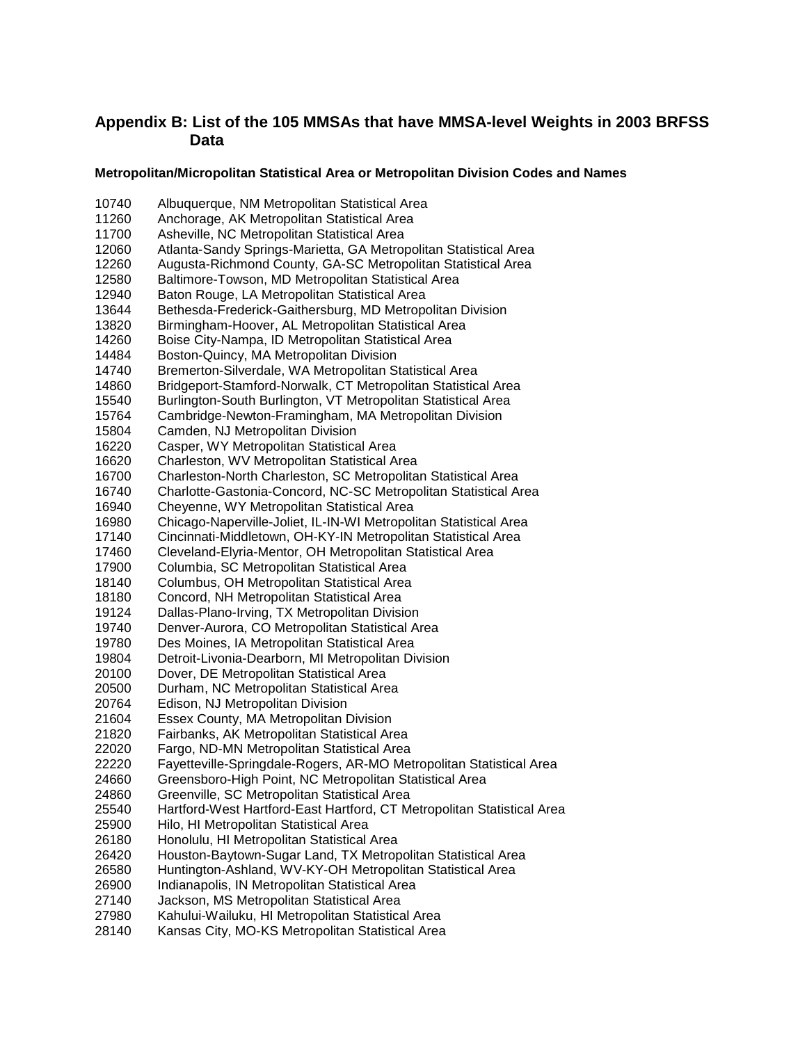## Appendix B: List of the 105 MMSAs that have MMSA-level Weights in 2003 BRFSS Data

**Metropolitan/Micropolitan Statistical Area or Metropolitan Division Codes and Names**

| | |
|---|---|
| 10740 | Albuquerque, NM Metropolitan Statistical Area |
| 11260 | Anchorage, AK Metropolitan Statistical Area |
| 11700 | Asheville, NC Metropolitan Statistical Area |
| 12060 | Atlanta-Sandy Springs-Marietta, GA Metropolitan Statistical Area |
| 12260 | Augusta-Richmond County, GA-SC Metropolitan Statistical Area |
| 12580 | Baltimore-Towson, MD Metropolitan Statistical Area |
| 12940 | Baton Rouge, LA Metropolitan Statistical Area |
| 13644 | Bethesda-Frederick-Gaithersburg, MD Metropolitan Division |
| 13820 | Birmingham-Hoover, AL Metropolitan Statistical Area |
| 14260 | Boise City-Nampa, ID Metropolitan Statistical Area |
| 14484 | Boston-Quincy, MA Metropolitan Division |
| 14740 | Bremerton-Silverdale, WA Metropolitan Statistical Area |
| 14860 | Bridgeport-Stamford-Norwalk, CT Metropolitan Statistical Area |
| 15540 | Burlington-South Burlington, VT Metropolitan Statistical Area |
| 15764 | Cambridge-Newton-Framingham, MA Metropolitan Division |
| 15804 | Camden, NJ Metropolitan Division |
| 16220 | Casper, WY Metropolitan Statistical Area |
| 16620 | Charleston, WV Metropolitan Statistical Area |
| 16700 | Charleston-North Charleston, SC Metropolitan Statistical Area |
| 16740 | Charlotte-Gastonia-Concord, NC-SC Metropolitan Statistical Area |
| 16940 | Cheyenne, WY Metropolitan Statistical Area |
| 16980 | Chicago-Naperville-Joliet, IL-IN-WI Metropolitan Statistical Area |
| 17140 | Cincinnati-Middletown, OH-KY-IN Metropolitan Statistical Area |
| 17460 | Cleveland-Elyria-Mentor, OH Metropolitan Statistical Area |
| 17900 | Columbia, SC Metropolitan Statistical Area |
| 18140 | Columbus, OH Metropolitan Statistical Area |
| 18180 | Concord, NH Metropolitan Statistical Area |
| 19124 | Dallas-Plano-Irving, TX Metropolitan Division |
| 19740 | Denver-Aurora, CO Metropolitan Statistical Area |
| 19780 | Des Moines, IA Metropolitan Statistical Area |
| 19804 | Detroit-Livonia-Dearborn, MI Metropolitan Division |
| 20100 | Dover, DE Metropolitan Statistical Area |
| 20500 | Durham, NC Metropolitan Statistical Area |
| 20764 | Edison, NJ Metropolitan Division |
| 21604 | Essex County, MA Metropolitan Division |
| 21820 | Fairbanks, AK Metropolitan Statistical Area |
| 22020 | Fargo, ND-MN Metropolitan Statistical Area |
| 22220 | Fayetteville-Springdale-Rogers, AR-MO Metropolitan Statistical Area |
| 24660 | Greensboro-High Point, NC Metropolitan Statistical Area |
| 24860 | Greenville, SC Metropolitan Statistical Area |
| 25540 | Hartford-West Hartford-East Hartford, CT Metropolitan Statistical Area |
| 25900 | Hilo, HI Metropolitan Statistical Area |
| 26180 | Honolulu, HI Metropolitan Statistical Area |
| 26420 | Houston-Baytown-Sugar Land, TX Metropolitan Statistical Area |
| 26580 | Huntington-Ashland, WV-KY-OH Metropolitan Statistical Area |
| 26900 | Indianapolis, IN Metropolitan Statistical Area |
| 27140 | Jackson, MS Metropolitan Statistical Area |
| 27980 | Kahului-Wailuku, HI Metropolitan Statistical Area |
| 28140 | Kansas City, MO-KS Metropolitan Statistical Area |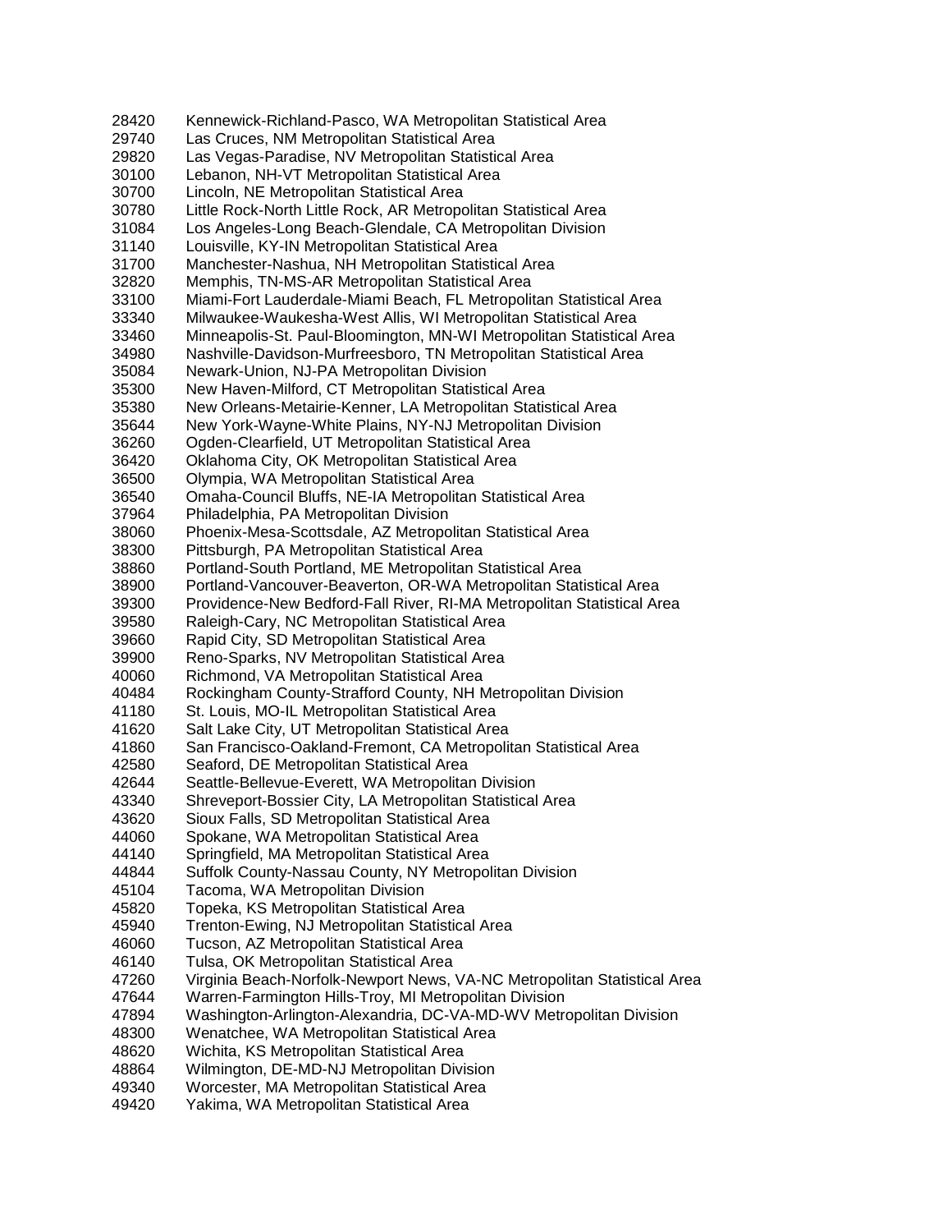28420 Kennewick-Richland-Pasco, WA Metropolitan Statistical Area
29740 Las Cruces, NM Metropolitan Statistical Area
29820 Las Vegas-Paradise, NV Metropolitan Statistical Area
30100 Lebanon, NH-VT Metropolitan Statistical Area
30700 Lincoln, NE Metropolitan Statistical Area
30780 Little Rock-North Little Rock, AR Metropolitan Statistical Area
31084 Los Angeles-Long Beach-Glendale, CA Metropolitan Division
31140 Louisville, KY-IN Metropolitan Statistical Area
31700 Manchester-Nashua, NH Metropolitan Statistical Area
32820 Memphis, TN-MS-AR Metropolitan Statistical Area
33100 Miami-Fort Lauderdale-Miami Beach, FL Metropolitan Statistical Area
33340 Milwaukee-Waukesha-West Allis, WI Metropolitan Statistical Area
33460 Minneapolis-St. Paul-Bloomington, MN-WI Metropolitan Statistical Area
34980 Nashville-Davidson-Murfreesboro, TN Metropolitan Statistical Area
35084 Newark-Union, NJ-PA Metropolitan Division
35300 New Haven-Milford, CT Metropolitan Statistical Area
35380 New Orleans-Metairie-Kenner, LA Metropolitan Statistical Area
35644 New York-Wayne-White Plains, NY-NJ Metropolitan Division
36260 Ogden-Clearfield, UT Metropolitan Statistical Area
36420 Oklahoma City, OK Metropolitan Statistical Area
36500 Olympia, WA Metropolitan Statistical Area
36540 Omaha-Council Bluffs, NE-IA Metropolitan Statistical Area
37964 Philadelphia, PA Metropolitan Division
38060 Phoenix-Mesa-Scottsdale, AZ Metropolitan Statistical Area
38300 Pittsburgh, PA Metropolitan Statistical Area
38860 Portland-South Portland, ME Metropolitan Statistical Area
38900 Portland-Vancouver-Beaverton, OR-WA Metropolitan Statistical Area
39300 Providence-New Bedford-Fall River, RI-MA Metropolitan Statistical Area
39580 Raleigh-Cary, NC Metropolitan Statistical Area
39660 Rapid City, SD Metropolitan Statistical Area
39900 Reno-Sparks, NV Metropolitan Statistical Area
40060 Richmond, VA Metropolitan Statistical Area
40484 Rockingham County-Strafford County, NH Metropolitan Division
41180 St. Louis, MO-IL Metropolitan Statistical Area
41620 Salt Lake City, UT Metropolitan Statistical Area
41860 San Francisco-Oakland-Fremont, CA Metropolitan Statistical Area
42580 Seaford, DE Metropolitan Statistical Area
42644 Seattle-Bellevue-Everett, WA Metropolitan Division
43340 Shreveport-Bossier City, LA Metropolitan Statistical Area
43620 Sioux Falls, SD Metropolitan Statistical Area
44060 Spokane, WA Metropolitan Statistical Area
44140 Springfield, MA Metropolitan Statistical Area
44844 Suffolk County-Nassau County, NY Metropolitan Division
45104 Tacoma, WA Metropolitan Division
45820 Topeka, KS Metropolitan Statistical Area
45940 Trenton-Ewing, NJ Metropolitan Statistical Area
46060 Tucson, AZ Metropolitan Statistical Area
46140 Tulsa, OK Metropolitan Statistical Area
47260 Virginia Beach-Norfolk-Newport News, VA-NC Metropolitan Statistical Area
47644 Warren-Farmington Hills-Troy, MI Metropolitan Division
47894 Washington-Arlington-Alexandria, DC-VA-MD-WV Metropolitan Division
48300 Wenatchee, WA Metropolitan Statistical Area
48620 Wichita, KS Metropolitan Statistical Area
48864 Wilmington, DE-MD-NJ Metropolitan Division
49340 Worcester, MA Metropolitan Statistical Area
49420 Yakima, WA Metropolitan Statistical Area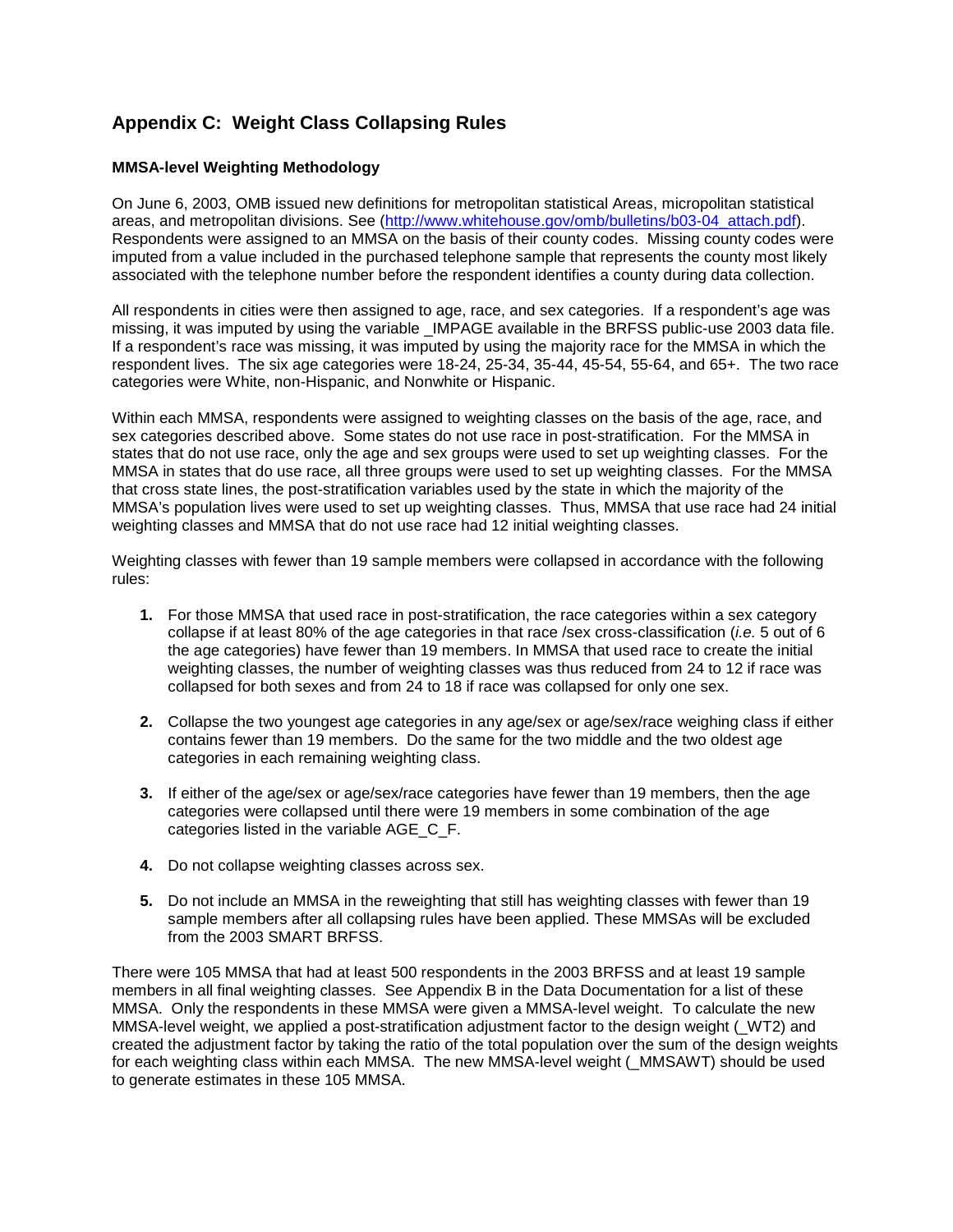## Appendix C: Weight Class Collapsing Rules

### MMSA-level Weighting Methodology

On June 6, 2003, OMB issued new definitions for metropolitan statistical Areas, micropolitan statistical areas, and metropolitan divisions. See (http://www.whitehouse.gov/omb/bulletins/b03-04_attach.pdf). Respondents were assigned to an MMSA on the basis of their county codes. Missing county codes were imputed from a value included in the purchased telephone sample that represents the county most likely associated with the telephone number before the respondent identifies a county during data collection.

All respondents in cities were then assigned to age, race, and sex categories. If a respondent's age was missing, it was imputed by using the variable _IMPAGE available in the BRFSS public-use 2003 data file. If a respondent's race was missing, it was imputed by using the majority race for the MMSA in which the respondent lives. The six age categories were 18-24, 25-34, 35-44, 45-54, 55-64, and 65+. The two race categories were White, non-Hispanic, and Nonwhite or Hispanic.

Within each MMSA, respondents were assigned to weighting classes on the basis of the age, race, and sex categories described above. Some states do not use race in post-stratification. For the MMSA in states that do not use race, only the age and sex groups were used to set up weighting classes. For the MMSA in states that do use race, all three groups were used to set up weighting classes. For the MMSA that cross state lines, the post-stratification variables used by the state in which the majority of the MMSA's population lives were used to set up weighting classes. Thus, MMSA that use race had 24 initial weighting classes and MMSA that do not use race had 12 initial weighting classes.

Weighting classes with fewer than 19 sample members were collapsed in accordance with the following rules:

1. For those MMSA that used race in post-stratification, the race categories within a sex category collapse if at least 80% of the age categories in that race /sex cross-classification (*i.e.* 5 out of 6 the age categories) have fewer than 19 members. In MMSA that used race to create the initial weighting classes, the number of weighting classes was thus reduced from 24 to 12 if race was collapsed for both sexes and from 24 to 18 if race was collapsed for only one sex.

2. Collapse the two youngest age categories in any age/sex or age/sex/race weighing class if either contains fewer than 19 members. Do the same for the two middle and the two oldest age categories in each remaining weighting class.

3. If either of the age/sex or age/sex/race categories have fewer than 19 members, then the age categories were collapsed until there were 19 members in some combination of the age categories listed in the variable AGE_C_F.

4. Do not collapse weighting classes across sex.

5. Do not include an MMSA in the reweighting that still has weighting classes with fewer than 19 sample members after all collapsing rules have been applied. These MMSAs will be excluded from the 2003 SMART BRFSS.

There were 105 MMSA that had at least 500 respondents in the 2003 BRFSS and at least 19 sample members in all final weighting classes. See Appendix B in the Data Documentation for a list of these MMSA. Only the respondents in these MMSA were given a MMSA-level weight. To calculate the new MMSA-level weight, we applied a post-stratification adjustment factor to the design weight (_WT2) and created the adjustment factor by taking the ratio of the total population over the sum of the design weights for each weighting class within each MMSA. The new MMSA-level weight (_MMSAWT) should be used to generate estimates in these 105 MMSA.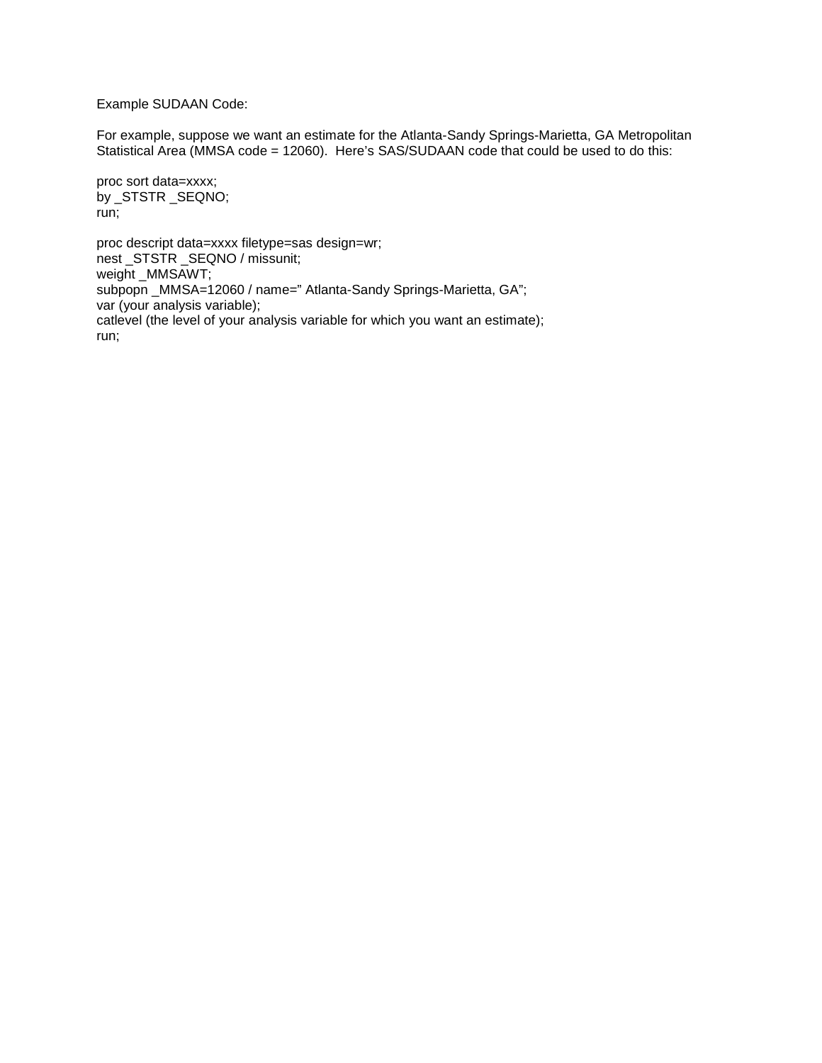Example SUDAAN Code:

For example, suppose we want an estimate for the Atlanta-Sandy Springs-Marietta, GA Metropolitan Statistical Area (MMSA code = 12060). Here's SAS/SUDAAN code that could be used to do this:

```
proc sort data=xxxx;
by _STSTR _SEQNO;
run;

proc descript data=xxxx filetype=sas design=wr;
nest _STSTR _SEQNO / missunit;
weight _MMSAWT;
subpopn _MMSA=12060 / name=" Atlanta-Sandy Springs-Marietta, GA";
var (your analysis variable);
catlevel (the level of your analysis variable for which you want an estimate);
run;
```